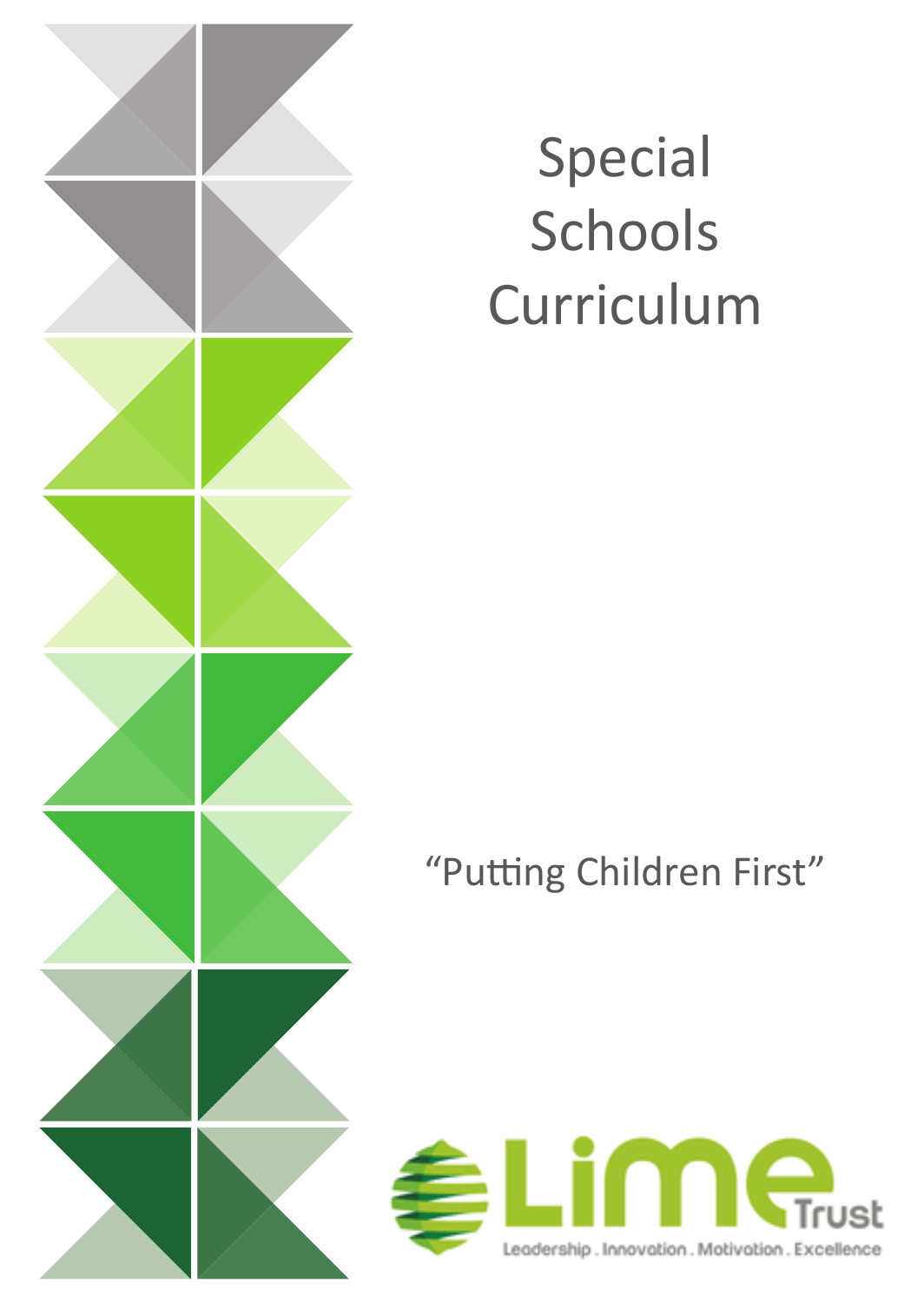# Special Schools Curriculum

"Putting Children First"

Lime Trust

Leadership . Innovation . Motivation . Excellence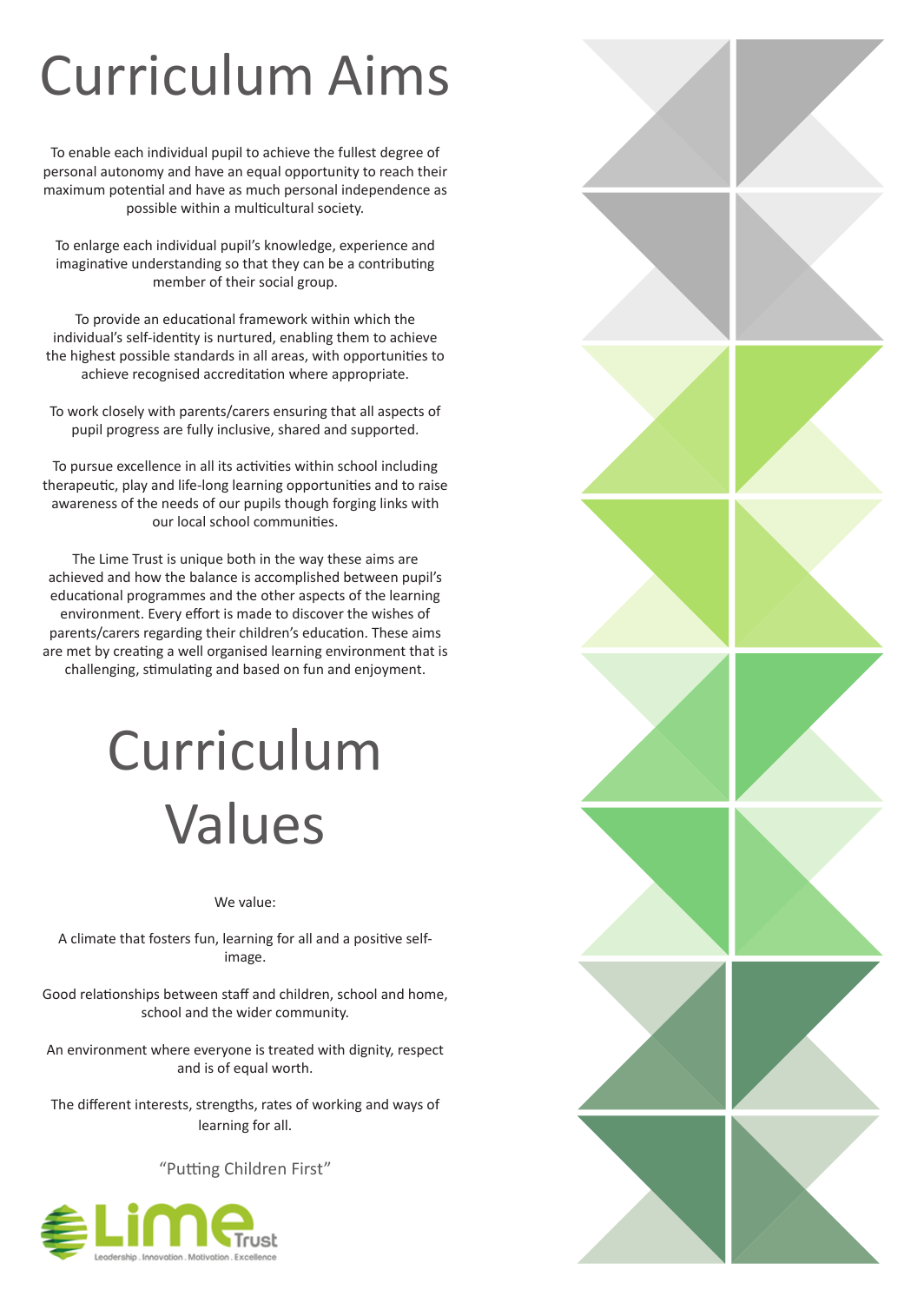# Curriculum Aims

To enable each individual pupil to achieve the fullest degree of personal autonomy and have an equal opportunity to reach their maximum potential and have as much personal independence as possible within a multicultural society.

To enlarge each individual pupil's knowledge, experience and imaginative understanding so that they can be a contributing member of their social group.

To provide an educational framework within which the individual's self-identity is nurtured, enabling them to achieve the highest possible standards in all areas, with opportunities to achieve recognised accreditation where appropriate.

To work closely with parents/carers ensuring that all aspects of pupil progress are fully inclusive, shared and supported.

To pursue excellence in all its activities within school including therapeutic, play and life-long learning opportunities and to raise awareness of the needs of our pupils though forging links with our local school communities.

The Lime Trust is unique both in the way these aims are achieved and how the balance is accomplished between pupil's educational programmes and the other aspects of the learning environment. Every effort is made to discover the wishes of parents/carers regarding their children's education. These aims are met by creating a well organised learning environment that is challenging, stimulating and based on fun and enjoyment.

# Curriculum Values

We value:

A climate that fosters fun, learning for all and a positive self-image.

Good relationships between staff and children, school and home, school and the wider community.

An environment where everyone is treated with dignity, respect and is of equal worth.

The different interests, strengths, rates of working and ways of learning for all.

"Putting Children First"

Lime Trust

Leadership . Innovation . Motivation . Excellence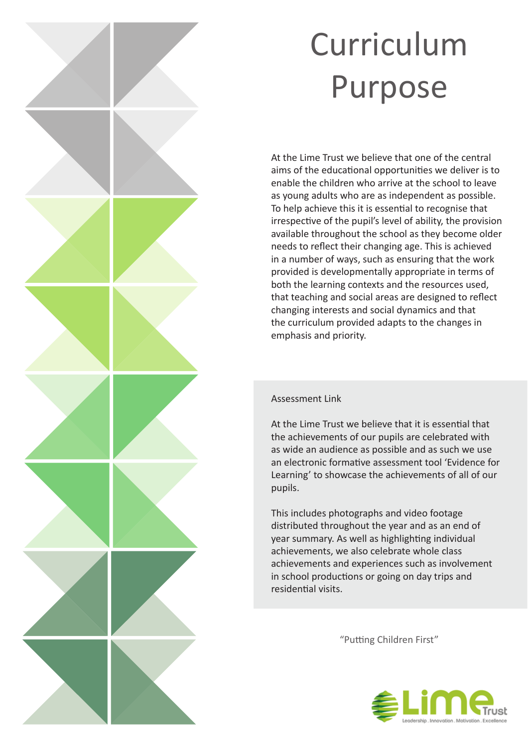# Curriculum Purpose

At the Lime Trust we believe that one of the central aims of the educational opportunities we deliver is to enable the children who arrive at the school to leave as young adults who are as independent as possible. To help achieve this it is essential to recognise that irrespective of the pupil's level of ability, the provision available throughout the school as they become older needs to reflect their changing age. This is achieved in a number of ways, such as ensuring that the work provided is developmentally appropriate in terms of both the learning contexts and the resources used, that teaching and social areas are designed to reflect changing interests and social dynamics and that the curriculum provided adapts to the changes in emphasis and priority.

## Assessment Link

At the Lime Trust we believe that it is essential that the achievements of our pupils are celebrated with as wide an audience as possible and as such we use an electronic formative assessment tool 'Evidence for Learning' to showcase the achievements of all of our pupils.

This includes photographs and video footage distributed throughout the year and as an end of year summary. As well as highlighting individual achievements, we also celebrate whole class achievements and experiences such as involvement in school productions or going on day trips and residential visits.

"Putting Children First"

Lime Trust

Leadership . Innovation . Motivation . Excellence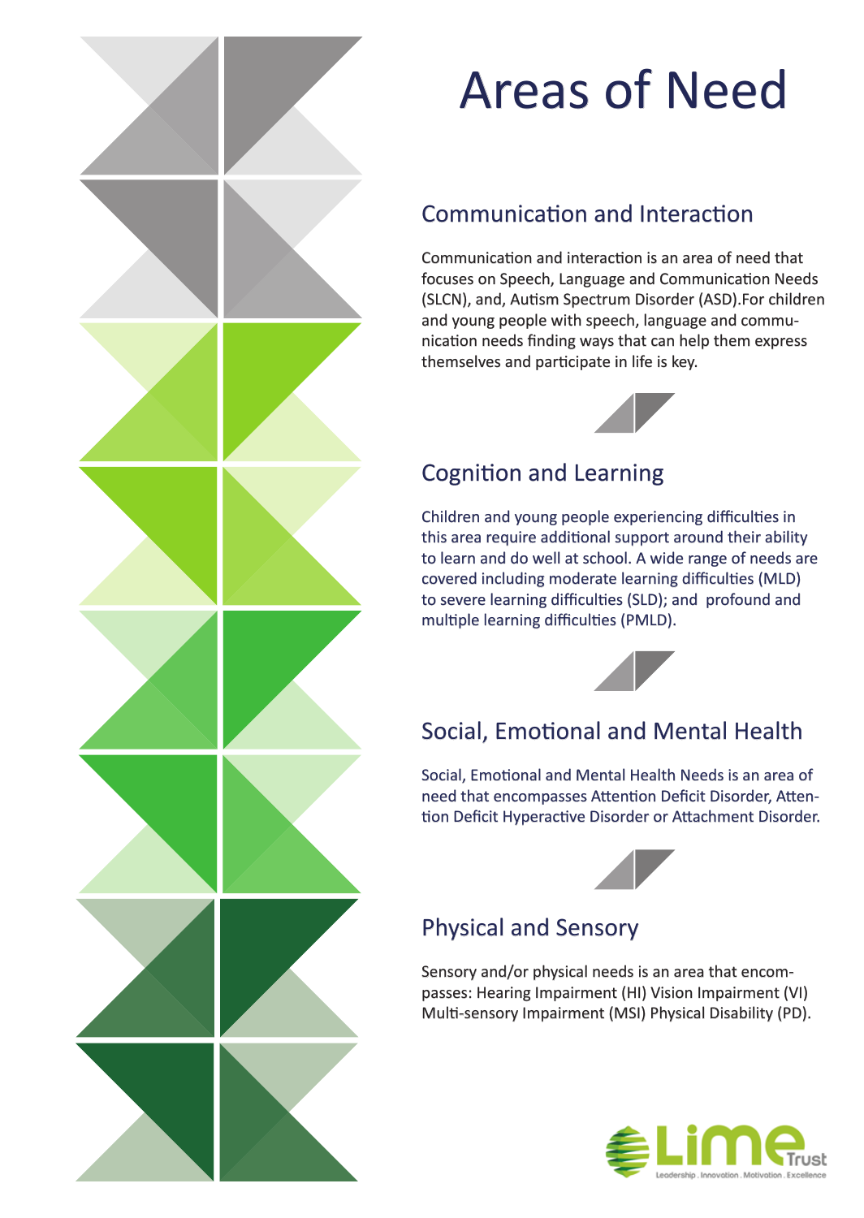# Areas of Need

## Communication and Interaction

Communication and interaction is an area of need that focuses on Speech, Language and Communication Needs (SLCN), and, Autism Spectrum Disorder (ASD).For children and young people with speech, language and communication needs finding ways that can help them express themselves and participate in life is key.

## Cognition and Learning

Children and young people experiencing difficulties in this area require additional support around their ability to learn and do well at school. A wide range of needs are covered including moderate learning difficulties (MLD) to severe learning difficulties (SLD); and profound and multiple learning difficulties (PMLD).

## Social, Emotional and Mental Health

Social, Emotional and Mental Health Needs is an area of need that encompasses Attention Deficit Disorder, Attention Deficit Hyperactive Disorder or Attachment Disorder.

## Physical and Sensory

Sensory and/or physical needs is an area that encompasses: Hearing Impairment (HI) Vision Impairment (VI) Multi-sensory Impairment (MSI) Physical Disability (PD).

Lime Trust
Leadership . Innovation . Motivation . Excellence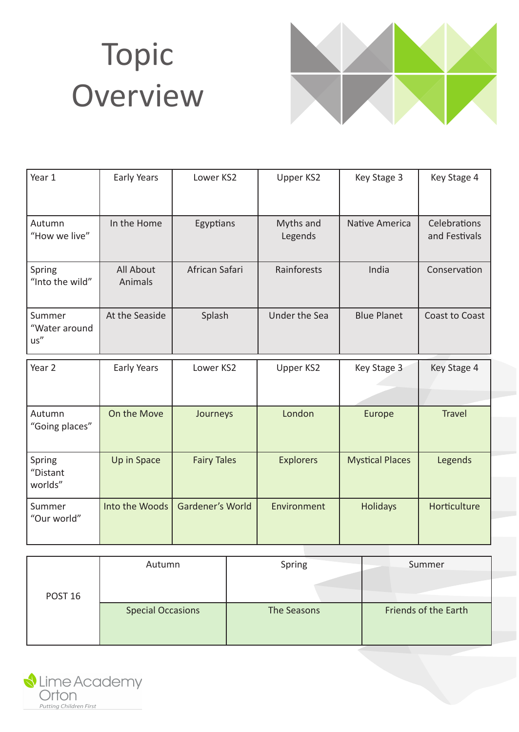# Topic Overview

| Year 1 | Early Years | Lower KS2 | Upper KS2 | Key Stage 3 | Key Stage 4 |
|---|---|---|---|---|---|
| Autumn "How we live" | In the Home | Egyptians | Myths and Legends | Native America | Celebrations and Festivals |
| Spring "Into the wild" | All About Animals | African Safari | Rainforests | India | Conservation |
| Summer "Water around us" | At the Seaside | Splash | Under the Sea | Blue Planet | Coast to Coast |

| Year 2 | Early Years | Lower KS2 | Upper KS2 | Key Stage 3 | Key Stage 4 |
|---|---|---|---|---|---|
| Autumn "Going places" | On the Move | Journeys | London | Europe | Travel |
| Spring "Distant worlds" | Up in Space | Fairy Tales | Explorers | Mystical Places | Legends |
| Summer "Our world" | Into the Woods | Gardener's World | Environment | Holidays | Horticulture |

| POST 16 | Autumn | Spring | Summer |
|---|---|---|---|
| | Special Occasions | The Seasons | Friends of the Earth |

Lime Academy Orton
*Putting Children First*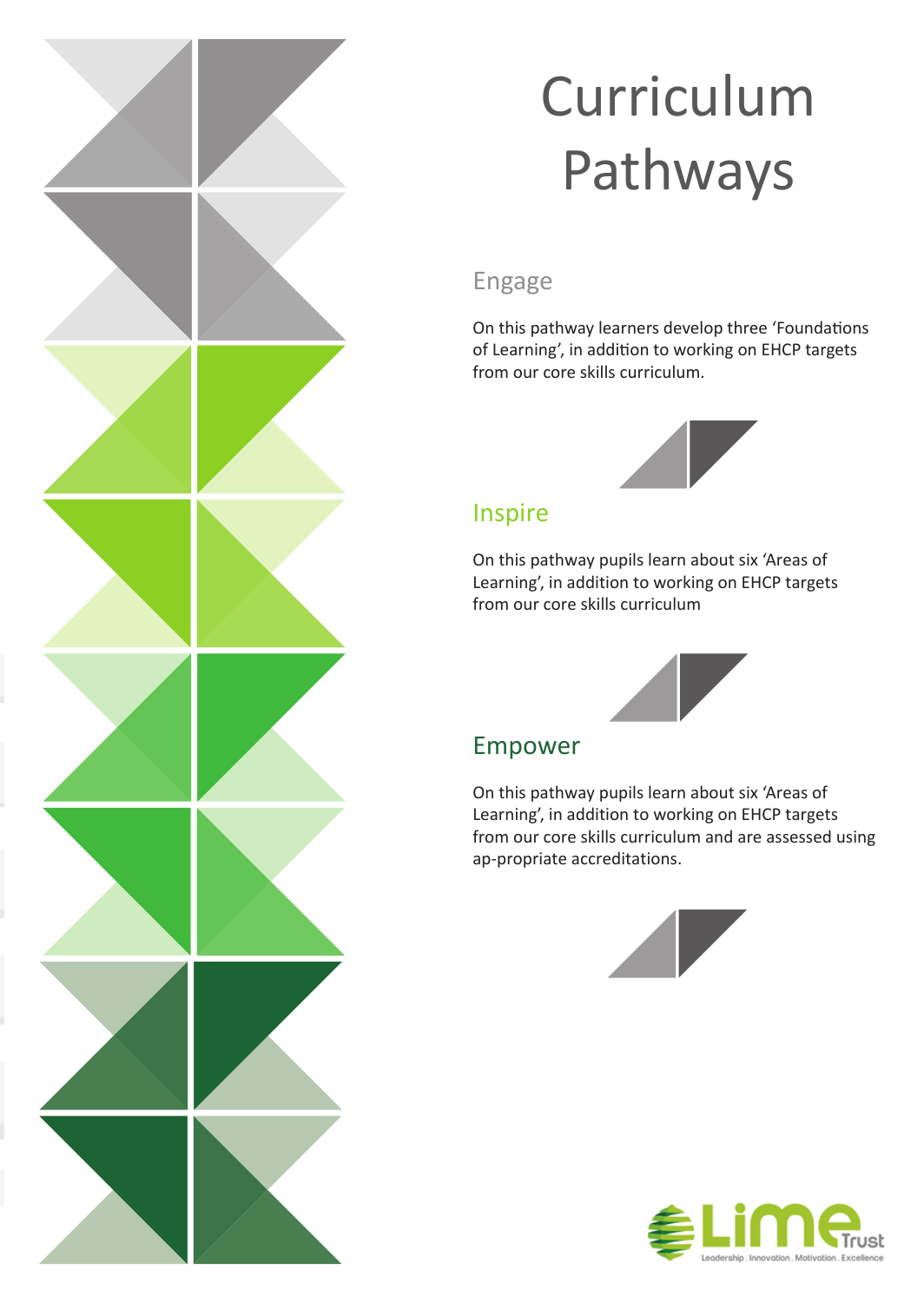# Curriculum Pathways

## Engage

On this pathway learners develop three 'Foundations of Learning', in addition to working on EHCP targets from our core skills curriculum.

## Inspire

On this pathway pupils learn about six 'Areas of Learning', in addition to working on EHCP targets from our core skills curriculum

## Empower

On this pathway pupils learn about six 'Areas of Learning', in addition to working on EHCP targets from our core skills curriculum and are assessed using ap-propriate accreditations.

Lime Trust

Leadership . Innovation . Motivation . Excellence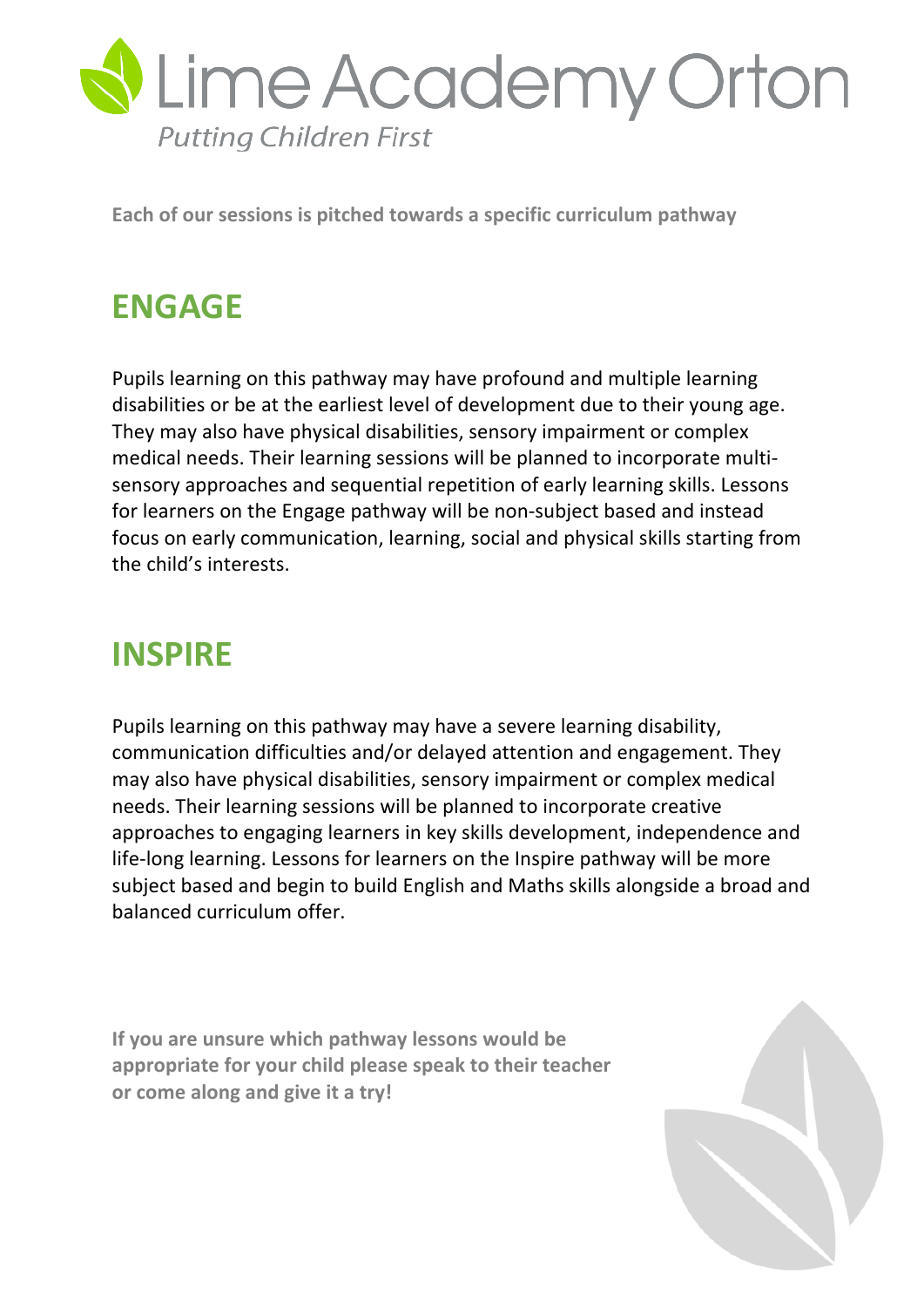# Lime Academy Orton

*Putting Children First*

**Each of our sessions is pitched towards a specific curriculum pathway**

## ENGAGE

Pupils learning on this pathway may have profound and multiple learning disabilities or be at the earliest level of development due to their young age. They may also have physical disabilities, sensory impairment or complex medical needs. Their learning sessions will be planned to incorporate multi-sensory approaches and sequential repetition of early learning skills. Lessons for learners on the Engage pathway will be non-subject based and instead focus on early communication, learning, social and physical skills starting from the child's interests.

## INSPIRE

Pupils learning on this pathway may have a severe learning disability, communication difficulties and/or delayed attention and engagement. They may also have physical disabilities, sensory impairment or complex medical needs. Their learning sessions will be planned to incorporate creative approaches to engaging learners in key skills development, independence and life-long learning. Lessons for learners on the Inspire pathway will be more subject based and begin to build English and Maths skills alongside a broad and balanced curriculum offer.

**If you are unsure which pathway lessons would be appropriate for your child please speak to their teacher or come along and give it a try!**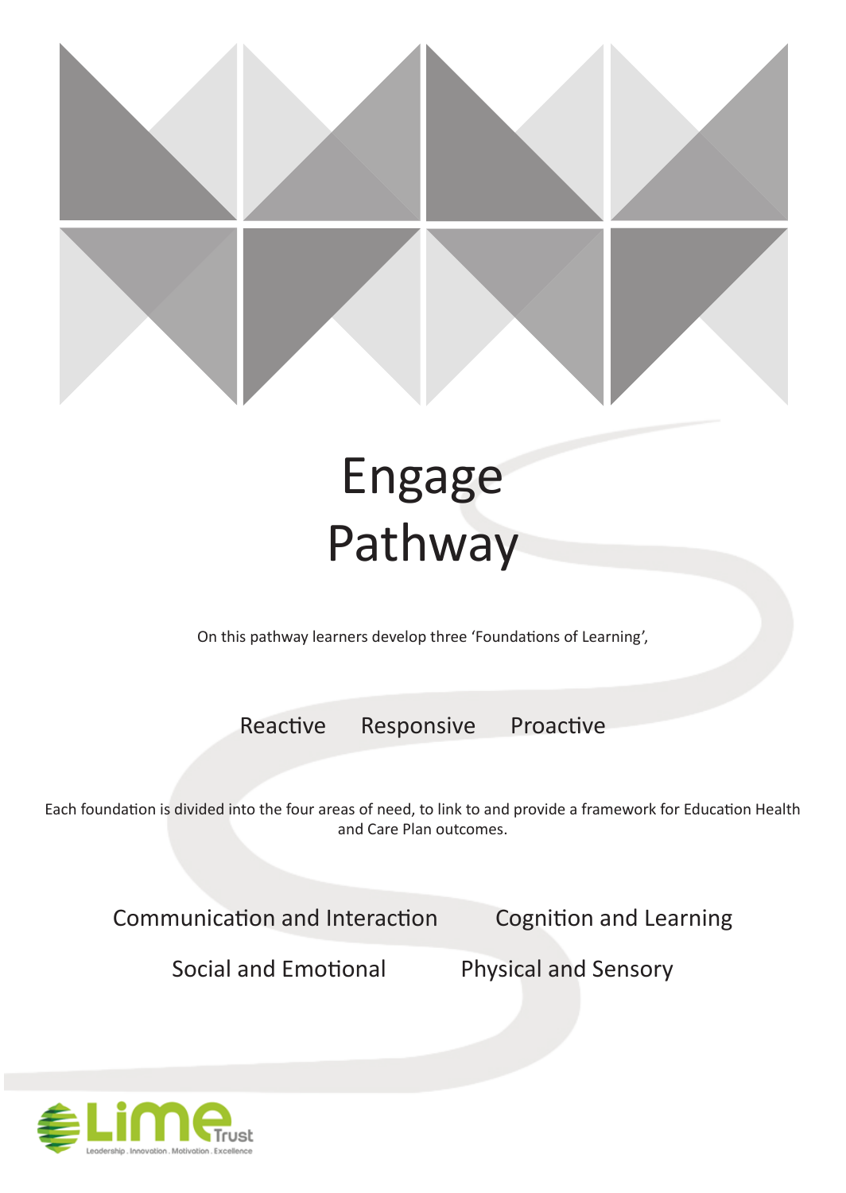# Engage Pathway

On this pathway learners develop three 'Foundations of Learning',

Reactive     Responsive     Proactive

Each foundation is divided into the four areas of need, to link to and provide a framework for Education Health and Care Plan outcomes.

Communication and Interaction     Cognition and Learning

Social and Emotional     Physical and Sensory

Lime Trust

Leadership . Innovation . Motivation . Excellence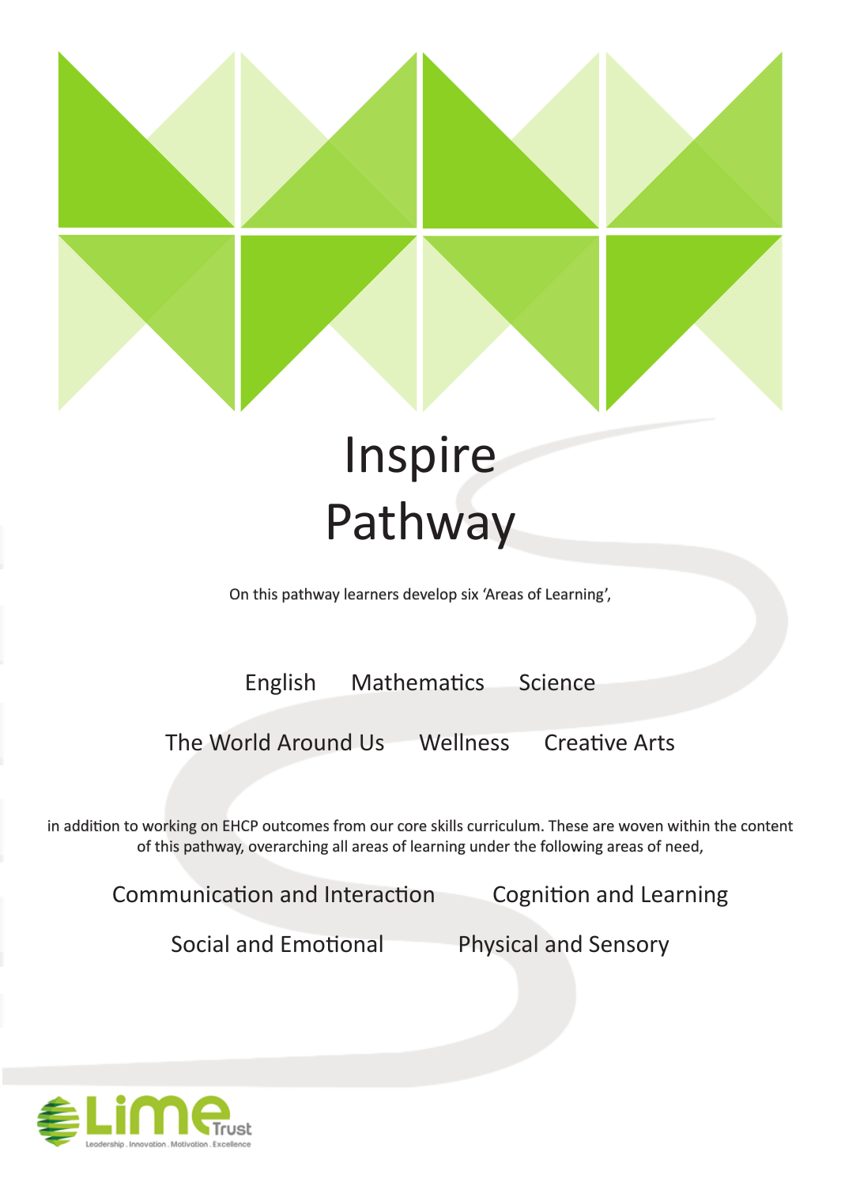# Inspire Pathway

On this pathway learners develop six 'Areas of Learning',

English Mathematics Science

The World Around Us Wellness Creative Arts

in addition to working on EHCP outcomes from our core skills curriculum. These are woven within the content of this pathway, overarching all areas of learning under the following areas of need,

Communication and Interaction Cognition and Learning

Social and Emotional Physical and Sensory

Lime Trust
Leadership . Innovation . Motivation . Excellence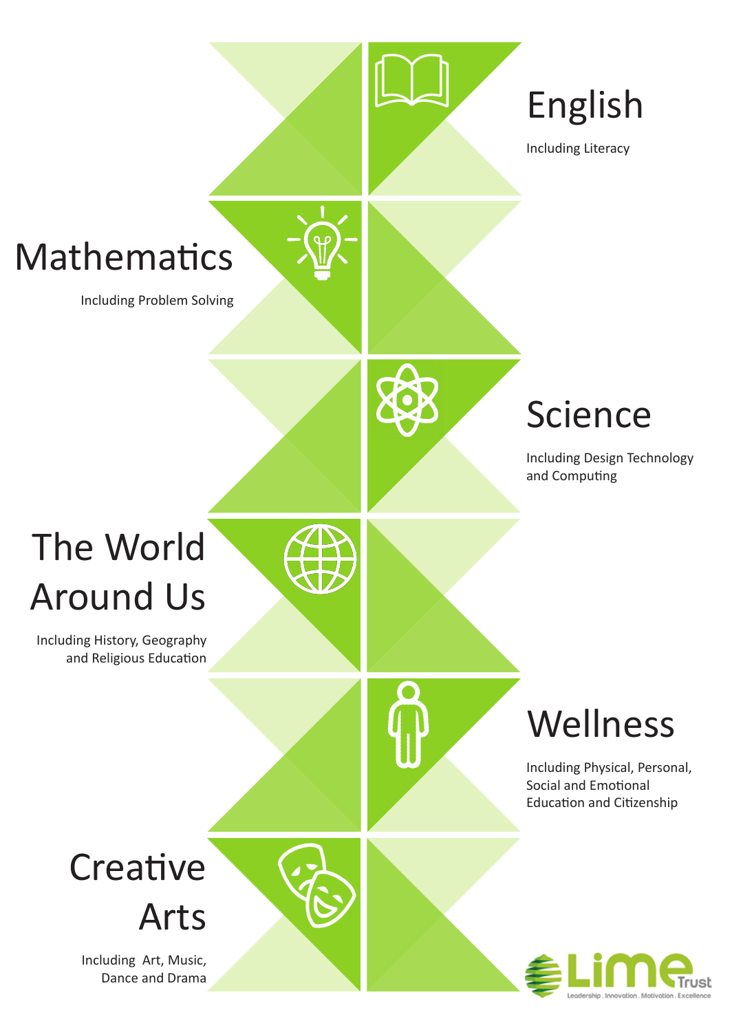## English

Including Literacy

## Mathematics

Including Problem Solving

## Science

Including Design Technology and Computing

## The World Around Us

Including History, Geography and Religious Education

## Wellness

Including Physical, Personal, Social and Emotional Education and Citizenship

## Creative Arts

Including Art, Music, Dance and Drama

Lime Trust

Leadership . Innovation . Motivation . Excellence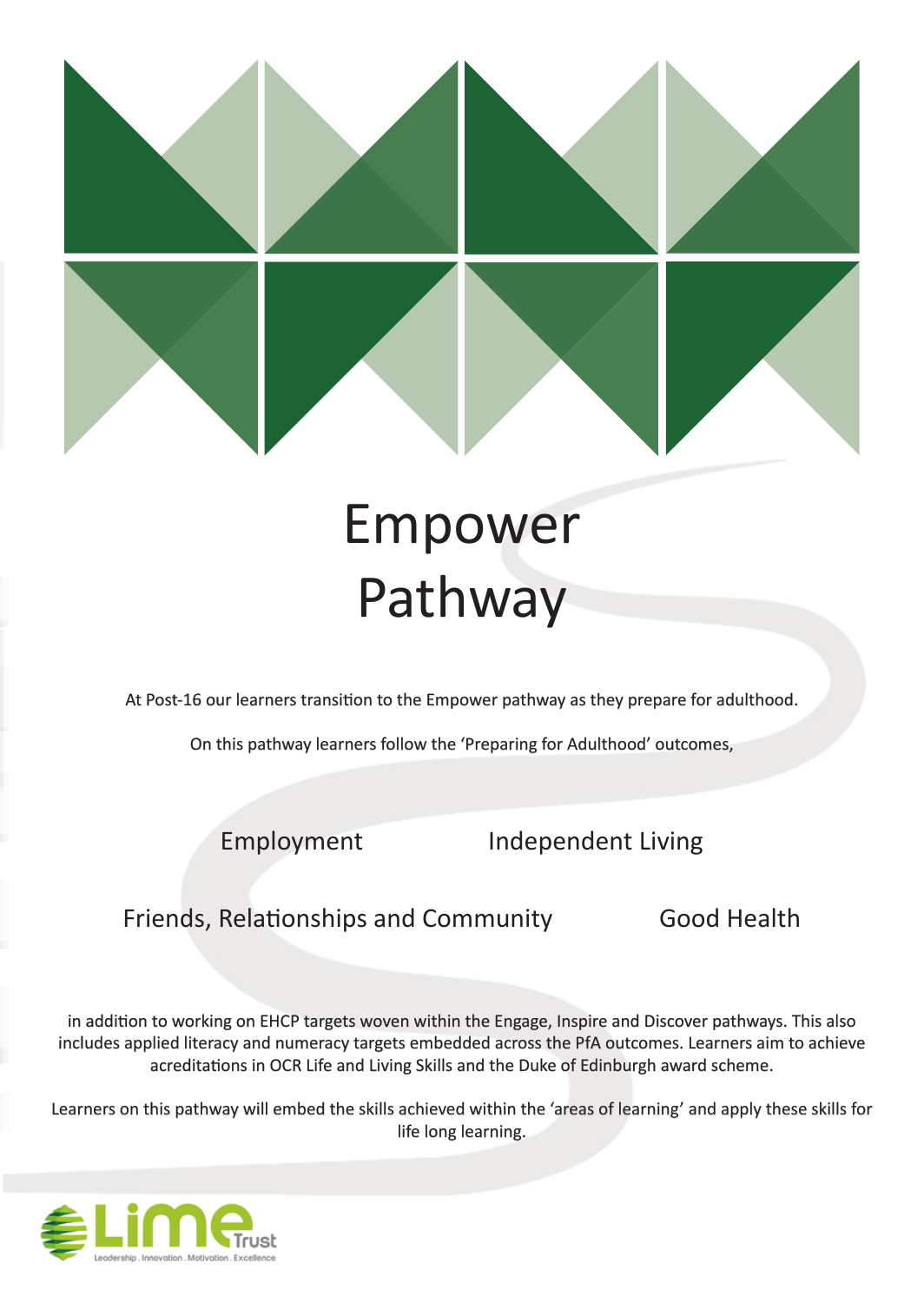# Empower Pathway

At Post-16 our learners transition to the Empower pathway as they prepare for adulthood.

On this pathway learners follow the 'Preparing for Adulthood' outcomes,

- Employment
- Independent Living
- Friends, Relationships and Community
- Good Health

in addition to working on EHCP targets woven within the Engage, Inspire and Discover pathways. This also includes applied literacy and numeracy targets embedded across the PfA outcomes. Learners aim to achieve acreditations in OCR Life and Living Skills and the Duke of Edinburgh award scheme.

Learners on this pathway will embed the skills achieved within the 'areas of learning' and apply these skills for life long learning.

Lime Trust
Leadership . Innovation . Motivation . Excellence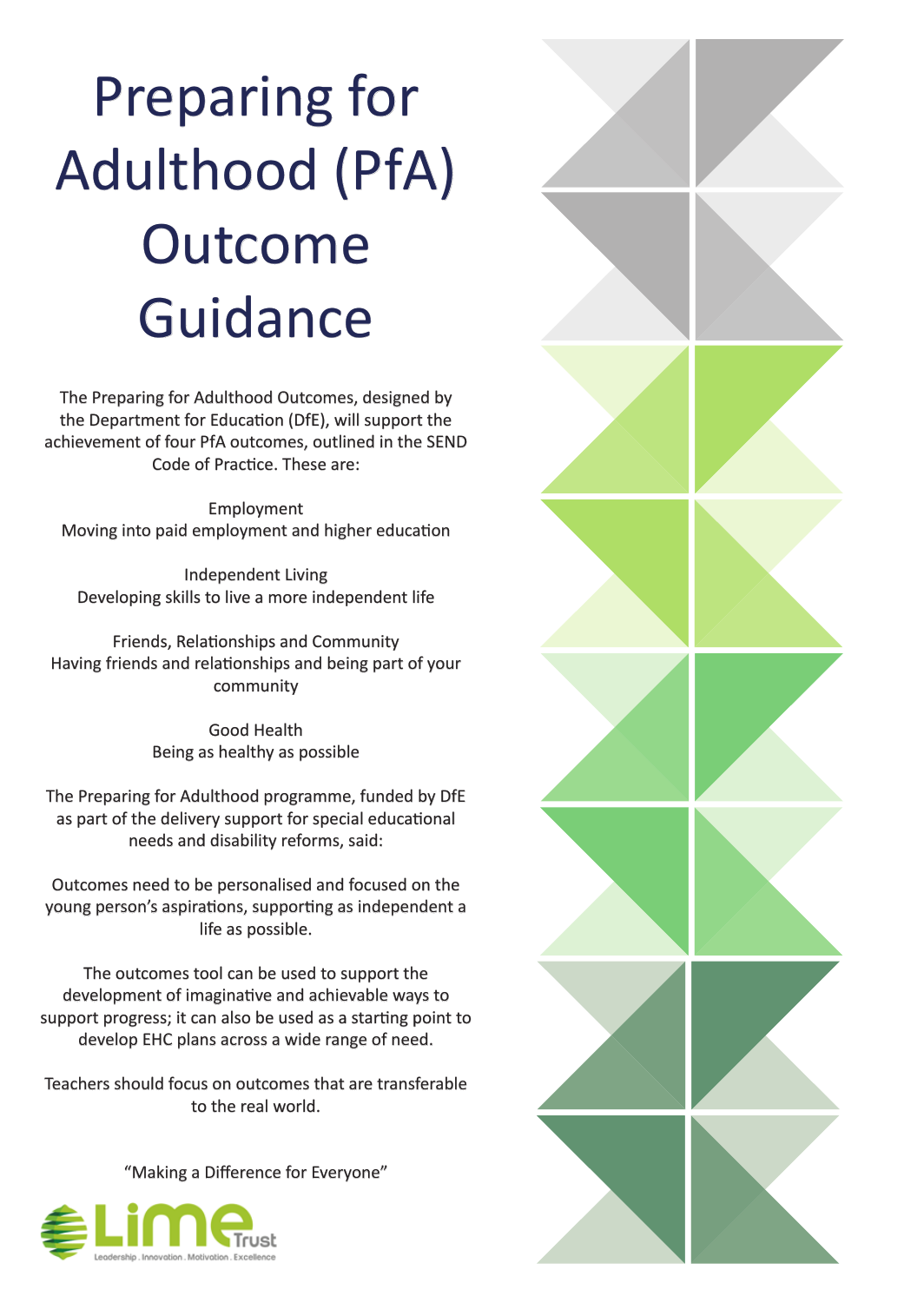# Preparing for Adulthood (PfA) Outcome Guidance

The Preparing for Adulthood Outcomes, designed by the Department for Education (DfE), will support the achievement of four PfA outcomes, outlined in the SEND Code of Practice. These are:

Employment
Moving into paid employment and higher education

Independent Living
Developing skills to live a more independent life

Friends, Relationships and Community
Having friends and relationships and being part of your community

Good Health
Being as healthy as possible

The Preparing for Adulthood programme, funded by DfE as part of the delivery support for special educational needs and disability reforms, said:

Outcomes need to be personalised and focused on the young person's aspirations, supporting as independent a life as possible.

The outcomes tool can be used to support the development of imaginative and achievable ways to support progress; it can also be used as a starting point to develop EHC plans across a wide range of need.

Teachers should focus on outcomes that are transferable to the real world.

"Making a Difference for Everyone"

Lime Trust
Leadership . Innovation . Motivation . Excellence